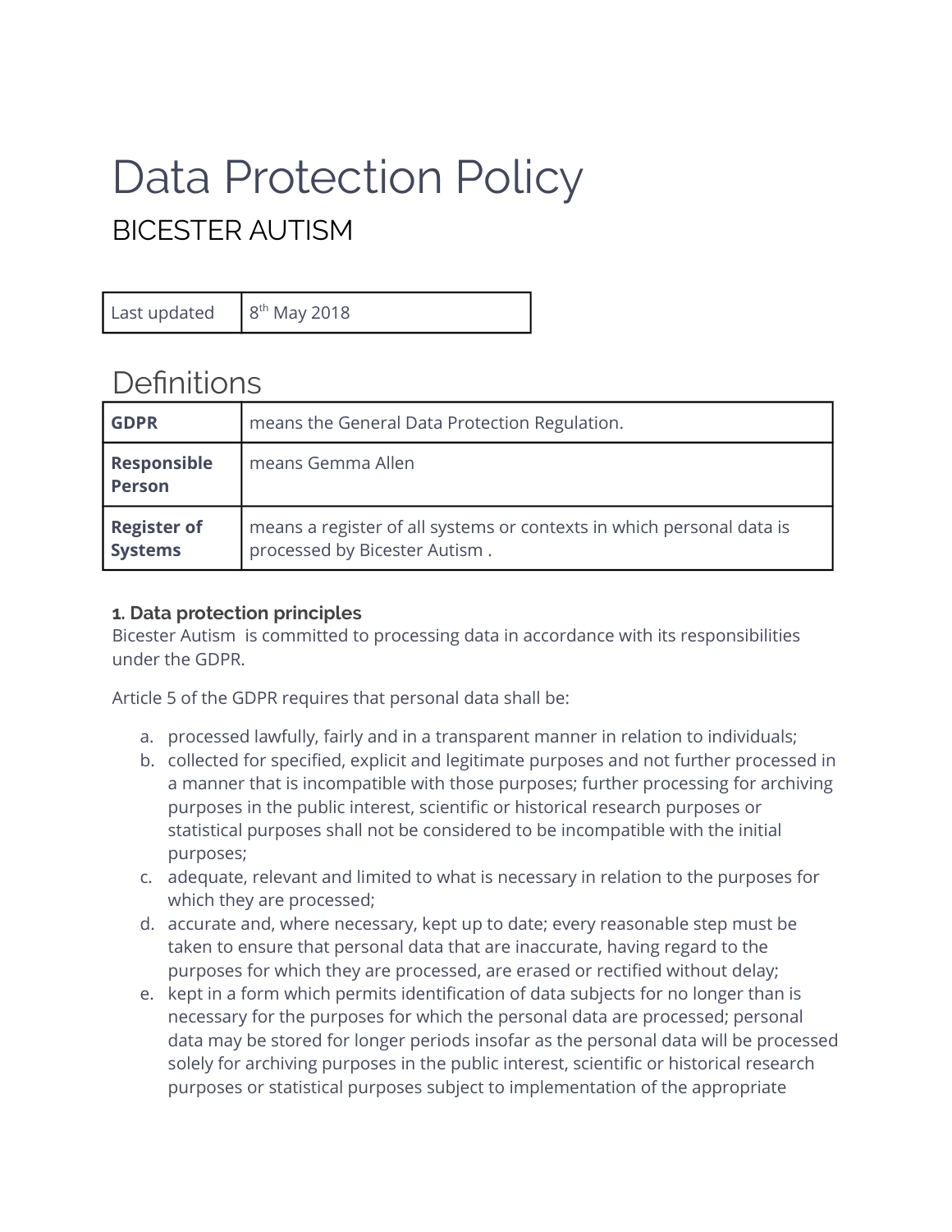# Data Protection Policy

## BICESTER AUTISM

| Last updated | 8th May 2018 |
|---|---|

## Definitions

| | |
|---|---|
| **GDPR** | means the General Data Protection Regulation. |
| **Responsible Person** | means Gemma Allen |
| **Register of Systems** | means a register of all systems or contexts in which personal data is processed by Bicester Autism . |

**1. Data protection principles**

Bicester Autism is committed to processing data in accordance with its responsibilities under the GDPR.

Article 5 of the GDPR requires that personal data shall be:

a. processed lawfully, fairly and in a transparent manner in relation to individuals;
b. collected for specified, explicit and legitimate purposes and not further processed in a manner that is incompatible with those purposes; further processing for archiving purposes in the public interest, scientific or historical research purposes or statistical purposes shall not be considered to be incompatible with the initial purposes;
c. adequate, relevant and limited to what is necessary in relation to the purposes for which they are processed;
d. accurate and, where necessary, kept up to date; every reasonable step must be taken to ensure that personal data that are inaccurate, having regard to the purposes for which they are processed, are erased or rectified without delay;
e. kept in a form which permits identification of data subjects for no longer than is necessary for the purposes for which the personal data are processed; personal data may be stored for longer periods insofar as the personal data will be processed solely for archiving purposes in the public interest, scientific or historical research purposes or statistical purposes subject to implementation of the appropriate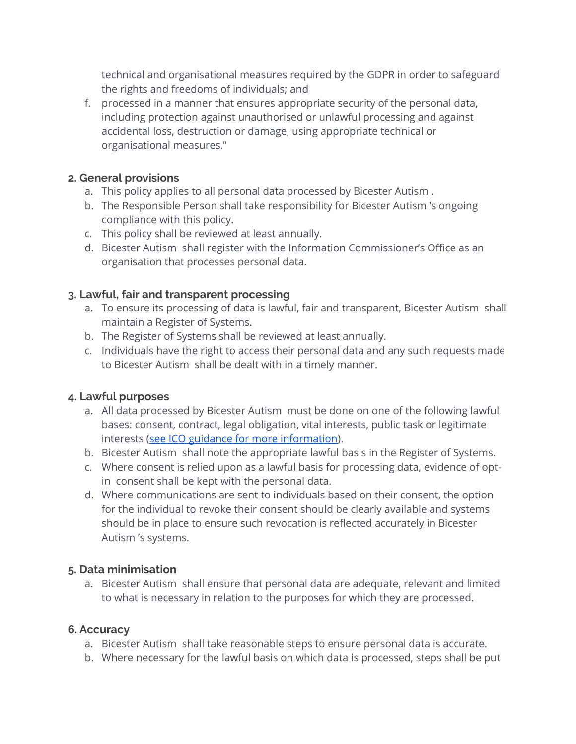technical and organisational measures required by the GDPR in order to safeguard the rights and freedoms of individuals; and

f. processed in a manner that ensures appropriate security of the personal data, including protection against unauthorised or unlawful processing and against accidental loss, destruction or damage, using appropriate technical or organisational measures."

**2. General provisions**

a. This policy applies to all personal data processed by Bicester Autism .
b. The Responsible Person shall take responsibility for Bicester Autism 's ongoing compliance with this policy.
c. This policy shall be reviewed at least annually.
d. Bicester Autism shall register with the Information Commissioner's Office as an organisation that processes personal data.

**3. Lawful, fair and transparent processing**

a. To ensure its processing of data is lawful, fair and transparent, Bicester Autism shall maintain a Register of Systems.
b. The Register of Systems shall be reviewed at least annually.
c. Individuals have the right to access their personal data and any such requests made to Bicester Autism shall be dealt with in a timely manner.

**4. Lawful purposes**

a. All data processed by Bicester Autism must be done on one of the following lawful bases: consent, contract, legal obligation, vital interests, public task or legitimate interests (see ICO guidance for more information).
b. Bicester Autism shall note the appropriate lawful basis in the Register of Systems.
c. Where consent is relied upon as a lawful basis for processing data, evidence of opt-in consent shall be kept with the personal data.
d. Where communications are sent to individuals based on their consent, the option for the individual to revoke their consent should be clearly available and systems should be in place to ensure such revocation is reflected accurately in Bicester Autism 's systems.

**5. Data minimisation**

a. Bicester Autism shall ensure that personal data are adequate, relevant and limited to what is necessary in relation to the purposes for which they are processed.

**6. Accuracy**

a. Bicester Autism shall take reasonable steps to ensure personal data is accurate.
b. Where necessary for the lawful basis on which data is processed, steps shall be put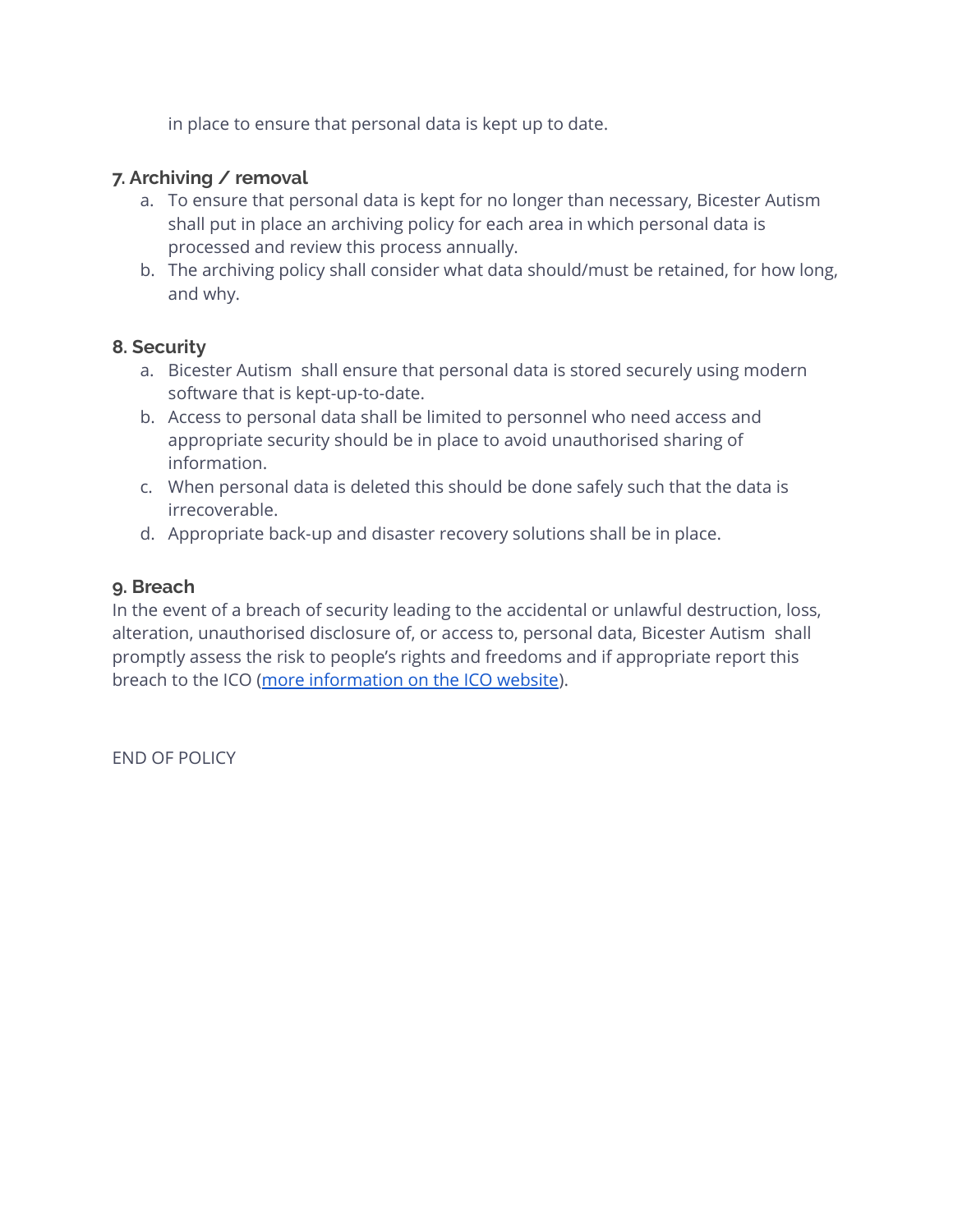in place to ensure that personal data is kept up to date.

## 7. Archiving / removal

a. To ensure that personal data is kept for no longer than necessary, Bicester Autism shall put in place an archiving policy for each area in which personal data is processed and review this process annually.
b. The archiving policy shall consider what data should/must be retained, for how long, and why.

## 8. Security

a. Bicester Autism shall ensure that personal data is stored securely using modern software that is kept-up-to-date.
b. Access to personal data shall be limited to personnel who need access and appropriate security should be in place to avoid unauthorised sharing of information.
c. When personal data is deleted this should be done safely such that the data is irrecoverable.
d. Appropriate back-up and disaster recovery solutions shall be in place.

## 9. Breach

In the event of a breach of security leading to the accidental or unlawful destruction, loss, alteration, unauthorised disclosure of, or access to, personal data, Bicester Autism shall promptly assess the risk to people's rights and freedoms and if appropriate report this breach to the ICO (more information on the ICO website).

END OF POLICY